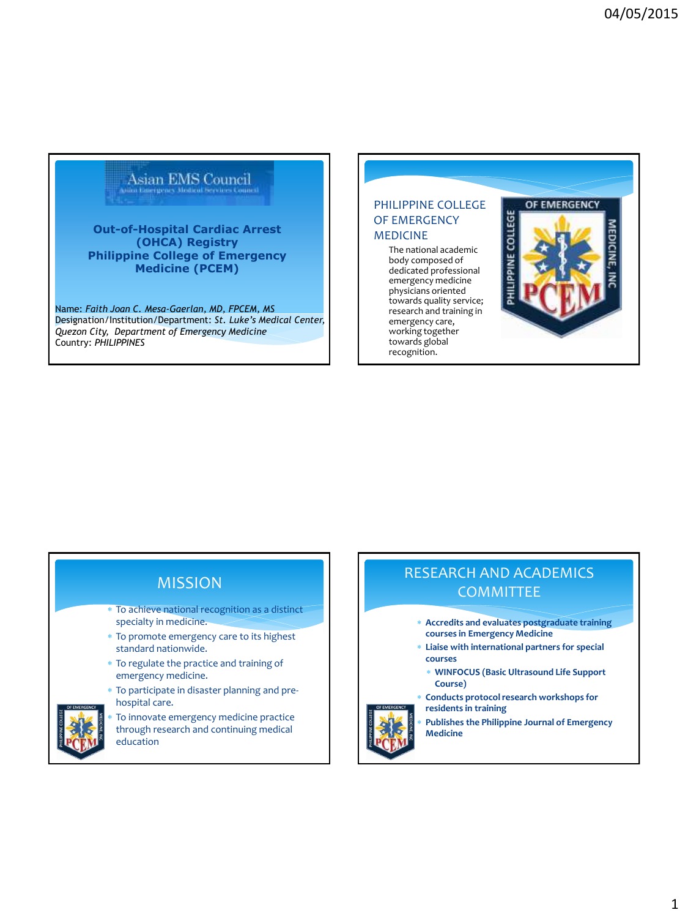## Asian EMS Council

Asian Emergency Medical Services Council

**Out-of-Hospital Cardiac Arrest (OHCA) Registry Philippine College of Emergency Medicine (PCEM)**

Name: *Faith Joan C. Mesa-Gaerlan, MD, FPCEM, MS*
Designation/Institution/Department: *St. Luke's Medical Center, Quezon City, Department of Emergency Medicine*
Country: *PHILIPPINES*

## PHILIPPINE COLLEGE OF EMERGENCY MEDICINE

The national academic body composed of dedicated professional emergency medicine physicians oriented towards quality service; research and training in emergency care, working together towards global recognition.

## MISSION

- To achieve national recognition as a distinct specialty in medicine.
- To promote emergency care to its highest standard nationwide.
- To regulate the practice and training of emergency medicine.
- To participate in disaster planning and pre-hospital care.
- To innovate emergency medicine practice through research and continuing medical education

## RESEARCH AND ACADEMICS COMMITTEE

- **Accredits and evaluates postgraduate training courses in Emergency Medicine**
- **Liaise with international partners for special courses**
  - **WINFOCUS (Basic Ultrasound Life Support Course)**
- **Conducts protocol research workshops for residents in training**
- **Publishes the Philippine Journal of Emergency Medicine**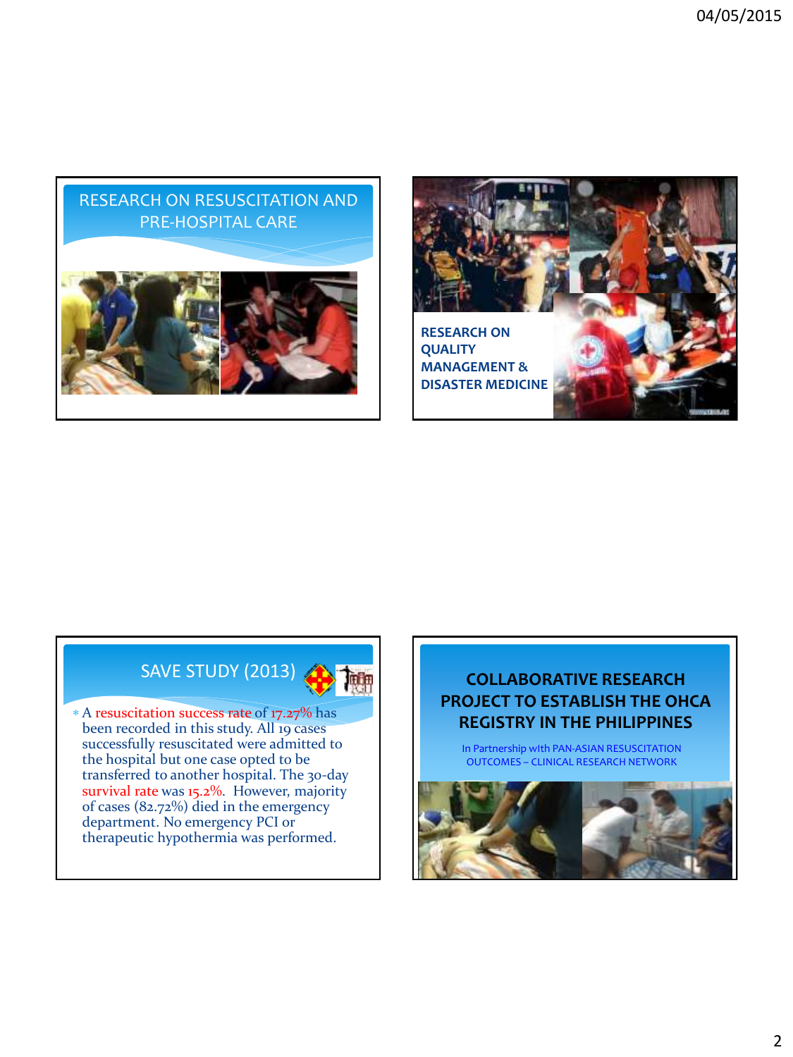## RESEARCH ON RESUSCITATION AND PRE-HOSPITAL CARE

## RESEARCH ON QUALITY MANAGEMENT & DISASTER MEDICINE

## SAVE STUDY (2013)

- A resuscitation success rate of 17.27% has been recorded in this study. All 19 cases successfully resuscitated were admitted to the hospital but one case opted to be transferred to another hospital. The 30-day survival rate was 15.2%. However, majority of cases (82.72%) died in the emergency department. No emergency PCI or therapeutic hypothermia was performed.

## COLLABORATIVE RESEARCH PROJECT TO ESTABLISH THE OHCA REGISTRY IN THE PHILIPPINES

In Partnership with PAN-ASIAN RESUSCITATION OUTCOMES – CLINICAL RESEARCH NETWORK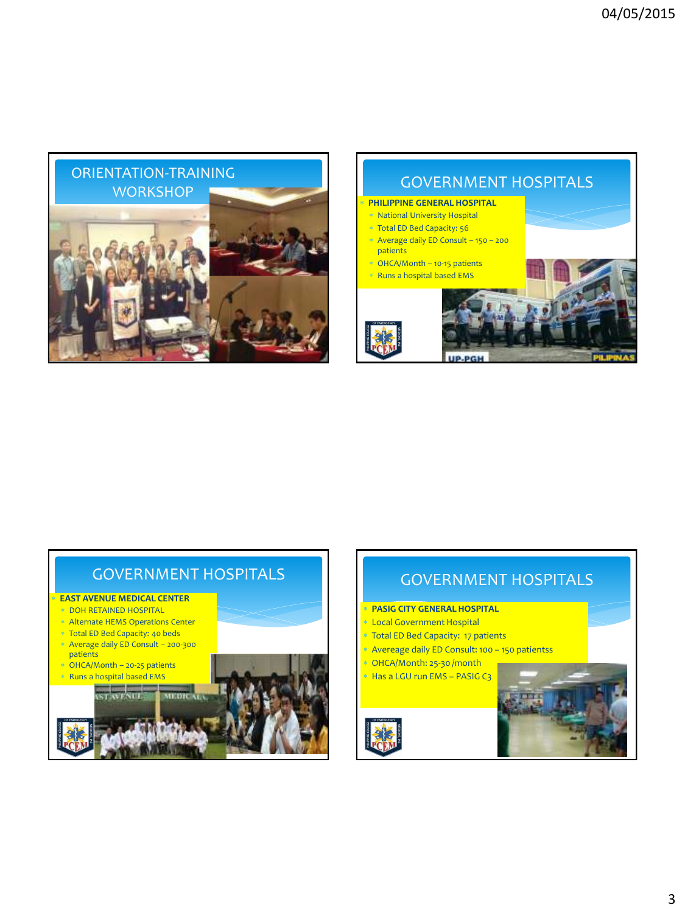## ORIENTATION-TRAINING WORKSHOP

## GOVERNMENT HOSPITALS

- **PHILIPPINE GENERAL HOSPITAL**
  - National University Hospital
  - Total ED Bed Capacity: 56
  - Average daily ED Consult – 150 – 200 patients
  - OHCA/Month – 10-15 patients
  - Runs a hospital based EMS

## GOVERNMENT HOSPITALS

- **EAST AVENUE MEDICAL CENTER**
  - DOH RETAINED HOSPITAL
  - Alternate HEMS Operations Center
  - Total ED Bed Capacity: 40 beds
  - Average daily ED Consult – 200-300 patients
  - OHCA/Month – 20-25 patients
  - Runs a hospital based EMS

## GOVERNMENT HOSPITALS

- **PASIG CITY GENERAL HOSPITAL**
- Local Government Hospital
- Total ED Bed Capacity: 17 patients
- Avereage daily ED Consult: 100 – 150 patientss
- OHCA/Month: 25-30 /month
- Has a LGU run EMS – PASIG C3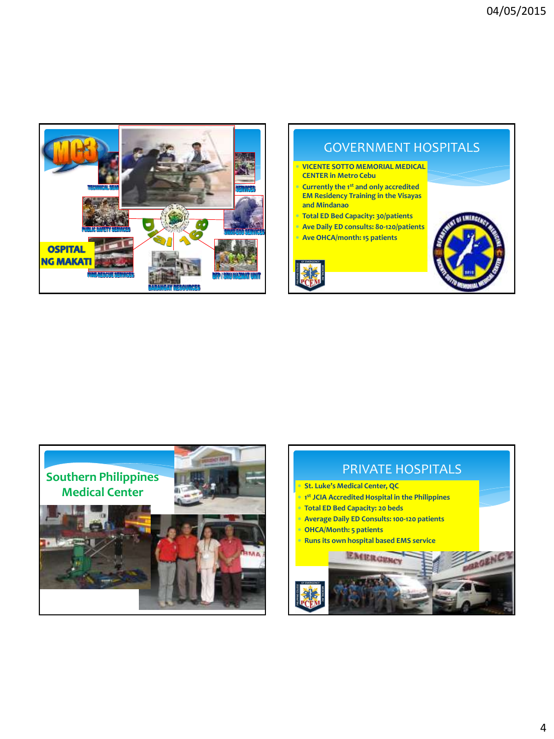MC3

TECHNICAL SERVICES

SERVICES

PUBLIC SAFETY SERVICES

SWAT 500 SERVICES

Dial 168

OSPITAL NG MAKATI

FIRE RESCUE SERVICES

BARANGAY RESOURCES

BFP / SRU HAZMAT UNIT

## GOVERNMENT HOSPITALS

- VICENTE SOTTO MEMORIAL MEDICAL CENTER in Metro Cebu
- Currently the 1st and only accredited EM Residency Training in the Visayas and Mindanao
- Total ED Bed Capacity: 30/patients
- Ave Daily ED consults: 80-120/patients
- Ave OHCA/month: 15 patients

## Southern Philippines Medical Center

## PRIVATE HOSPITALS

- St. Luke's Medical Center, QC
- 1st JCIA Accredited Hospital in the Philippines
- Total ED Bed Capacity: 20 beds
- Average Daily ED Consults: 100-120 patients
- OHCA/Month: 5 patients
- Runs its own hospital based EMS service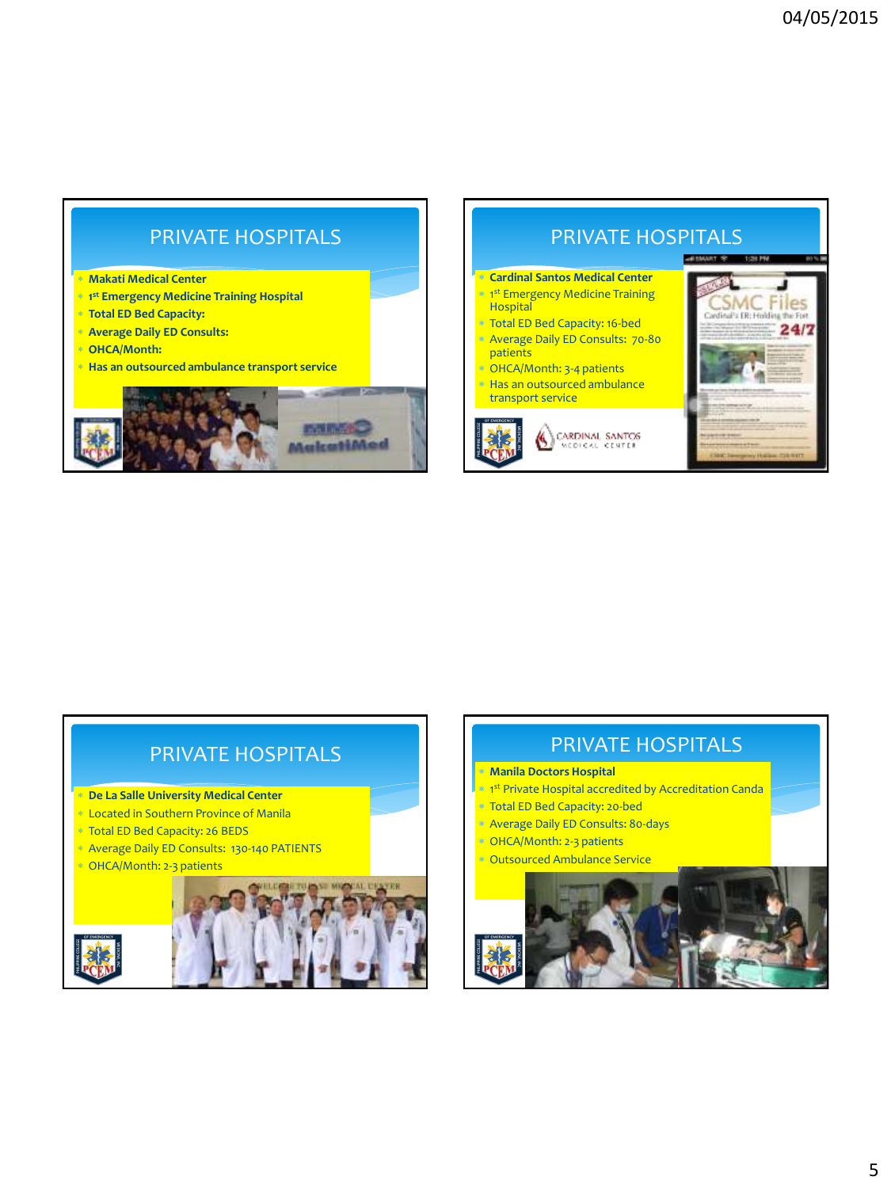## PRIVATE HOSPITALS

- **Makati Medical Center**
- **1st Emergency Medicine Training Hospital**
- **Total ED Bed Capacity:**
- **Average Daily ED Consults:**
- **OHCA/Month:**
- **Has an outsourced ambulance transport service**

## PRIVATE HOSPITALS

- **Cardinal Santos Medical Center**
- 1st Emergency Medicine Training Hospital
- Total ED Bed Capacity: 16-bed
- Average Daily ED Consults: 70-80 patients
- OHCA/Month: 3-4 patients
- Has an outsourced ambulance transport service

## PRIVATE HOSPITALS

- **De La Salle University Medical Center**
- Located in Southern Province of Manila
- Total ED Bed Capacity: 26 BEDS
- Average Daily ED Consults: 130-140 PATIENTS
- OHCA/Month: 2-3 patients

## PRIVATE HOSPITALS

- **Manila Doctors Hospital**
- 1st Private Hospital accredited by Accreditation Canda
- Total ED Bed Capacity: 20-bed
- Average Daily ED Consults: 80-days
- OHCA/Month: 2-3 patients
- Outsourced Ambulance Service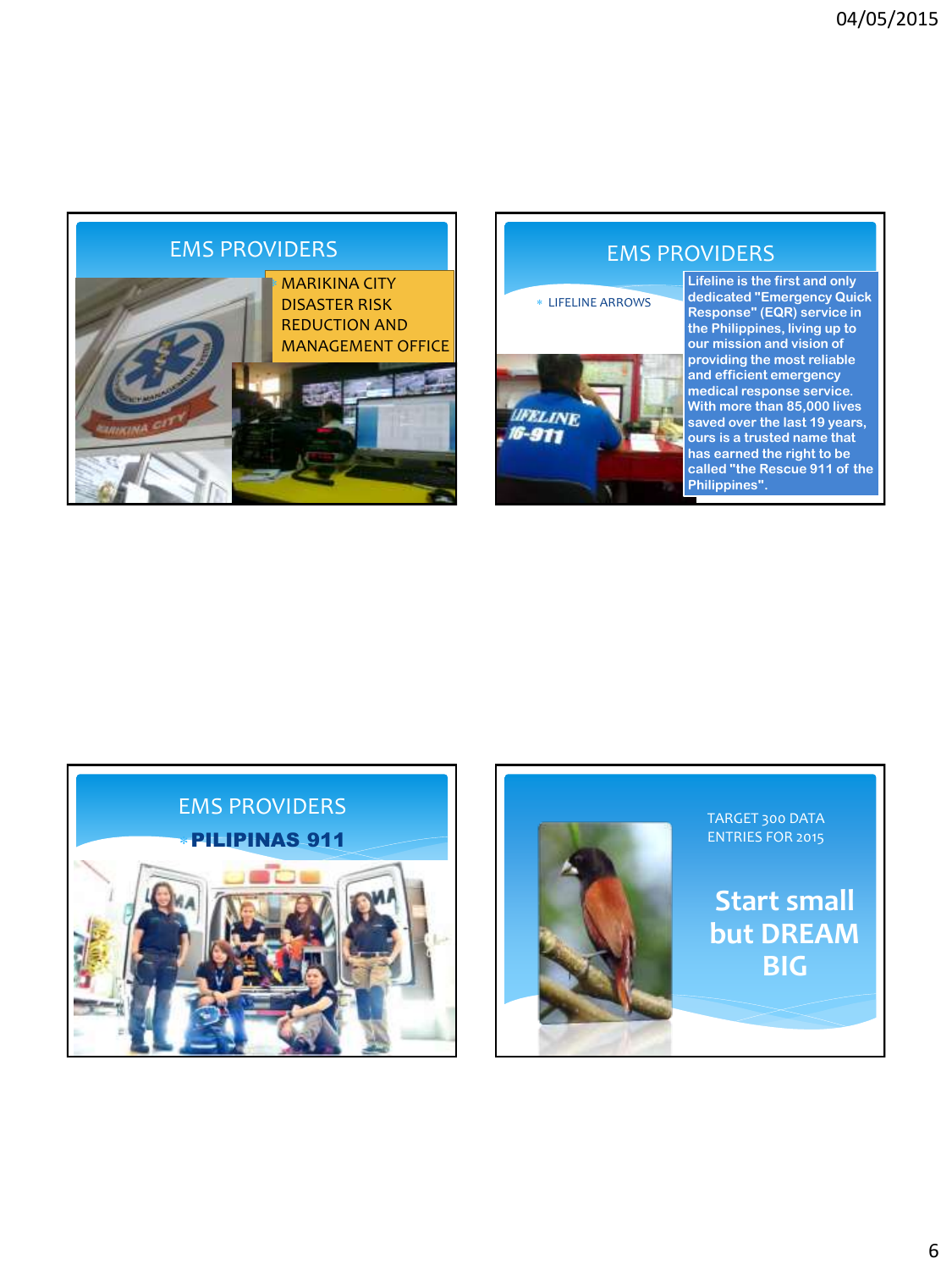## EMS PROVIDERS

- MARIKINA CITY DISASTER RISK REDUCTION AND MANAGEMENT OFFICE

## EMS PROVIDERS

- LIFELINE ARROWS

**Lifeline is the first and only dedicated "Emergency Quick Response" (EQR) service in the Philippines, living up to our mission and vision of providing the most reliable and efficient emergency medical response service. With more than 85,000 lives saved over the last 19 years, ours is a trusted name that has earned the right to be called "the Rescue 911 of the Philippines".**

## EMS PROVIDERS

- **PILIPINAS 911**

TARGET 300 DATA ENTRIES FOR 2015

**Start small but DREAM BIG**